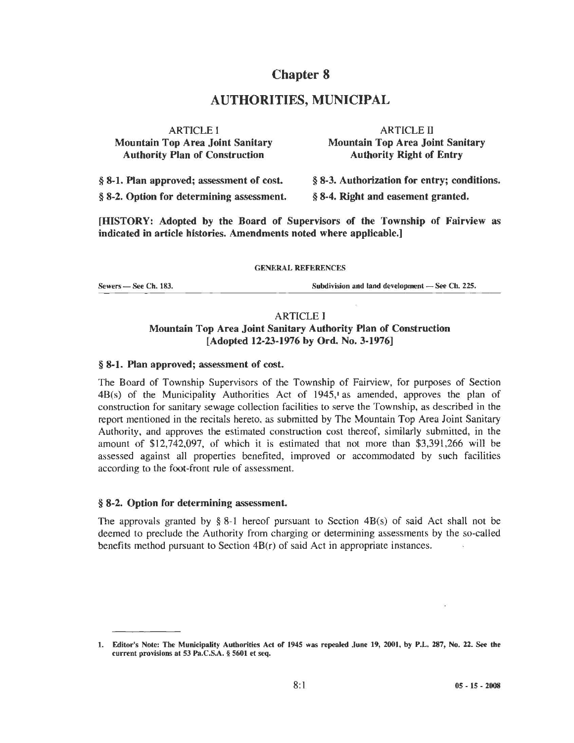# Chapter 8

# AUTHORITIES, MUNICIPAL

ARTICLE I
**Mountain Top Area Joint Sanitary Authority Plan of Construction**

**§ 8-1. Plan approved; assessment of cost.**

**§ 8-2. Option for determining assessment.**

ARTICLE II
**Mountain Top Area Joint Sanitary Authority Right of Entry**

**§ 8-3. Authorization for entry; conditions.**

**§ 8-4. Right and easement granted.**

**[HISTORY: Adopted by the Board of Supervisors of the Township of Fairview as indicated in article histories. Amendments noted where applicable.]**

GENERAL REFERENCES

Sewers — See Ch. 183.

Subdivision and land development — See Ch. 225.

## ARTICLE I
## Mountain Top Area Joint Sanitary Authority Plan of Construction [Adopted 12-23-1976 by Ord. No. 3-1976]

### § 8-1. Plan approved; assessment of cost.

The Board of Township Supervisors of the Township of Fairview, for purposes of Section 4B(s) of the Municipality Authorities Act of 1945,[1] as amended, approves the plan of construction for sanitary sewage collection facilities to serve the Township, as described in the report mentioned in the recitals hereto, as submitted by The Mountain Top Area Joint Sanitary Authority, and approves the estimated construction cost thereof, similarly submitted, in the amount of $12,742,097, of which it is estimated that not more than $3,391,266 will be assessed against all properties benefited, improved or accommodated by such facilities according to the foot-front rule of assessment.

### § 8-2. Option for determining assessment.

The approvals granted by § 8-1 hereof pursuant to Section 4B(s) of said Act shall not be deemed to preclude the Authority from charging or determining assessments by the so-called benefits method pursuant to Section 4B(r) of said Act in appropriate instances.

---

1. **Editor's Note: The Municipality Authorities Act of 1945 was repealed June 19, 2001, by P.L. 287, No. 22. See the current provisions at 53 Pa.C.S.A. § 5601 et seq.**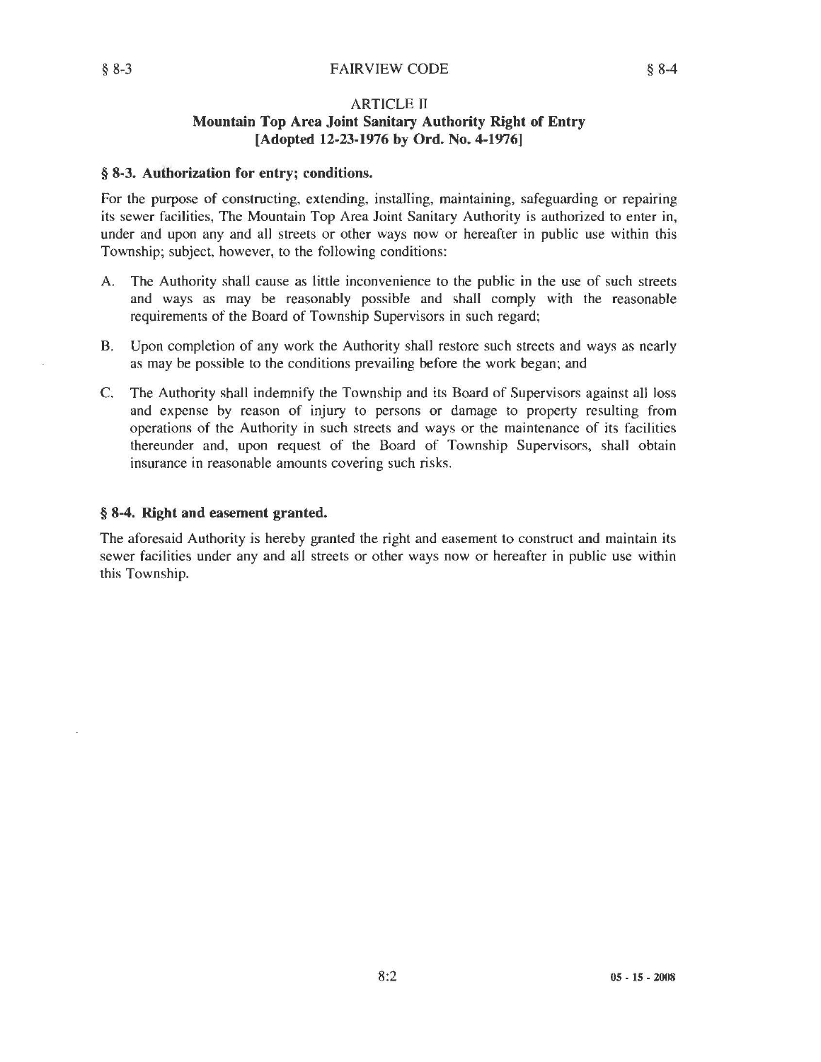## ARTICLE II
## Mountain Top Area Joint Sanitary Authority Right of Entry
## [Adopted 12-23-1976 by Ord. No. 4-1976]

### § 8-3. Authorization for entry; conditions.

For the purpose of constructing, extending, installing, maintaining, safeguarding or repairing its sewer facilities, The Mountain Top Area Joint Sanitary Authority is authorized to enter in, under and upon any and all streets or other ways now or hereafter in public use within this Township; subject, however, to the following conditions:

A. The Authority shall cause as little inconvenience to the public in the use of such streets and ways as may be reasonably possible and shall comply with the reasonable requirements of the Board of Township Supervisors in such regard;

B. Upon completion of any work the Authority shall restore such streets and ways as nearly as may be possible to the conditions prevailing before the work began; and

C. The Authority shall indemnify the Township and its Board of Supervisors against all loss and expense by reason of injury to persons or damage to property resulting from operations of the Authority in such streets and ways or the maintenance of its facilities thereunder and, upon request of the Board of Township Supervisors, shall obtain insurance in reasonable amounts covering such risks.

### § 8-4. Right and easement granted.

The aforesaid Authority is hereby granted the right and easement to construct and maintain its sewer facilities under any and all streets or other ways now or hereafter in public use within this Township.